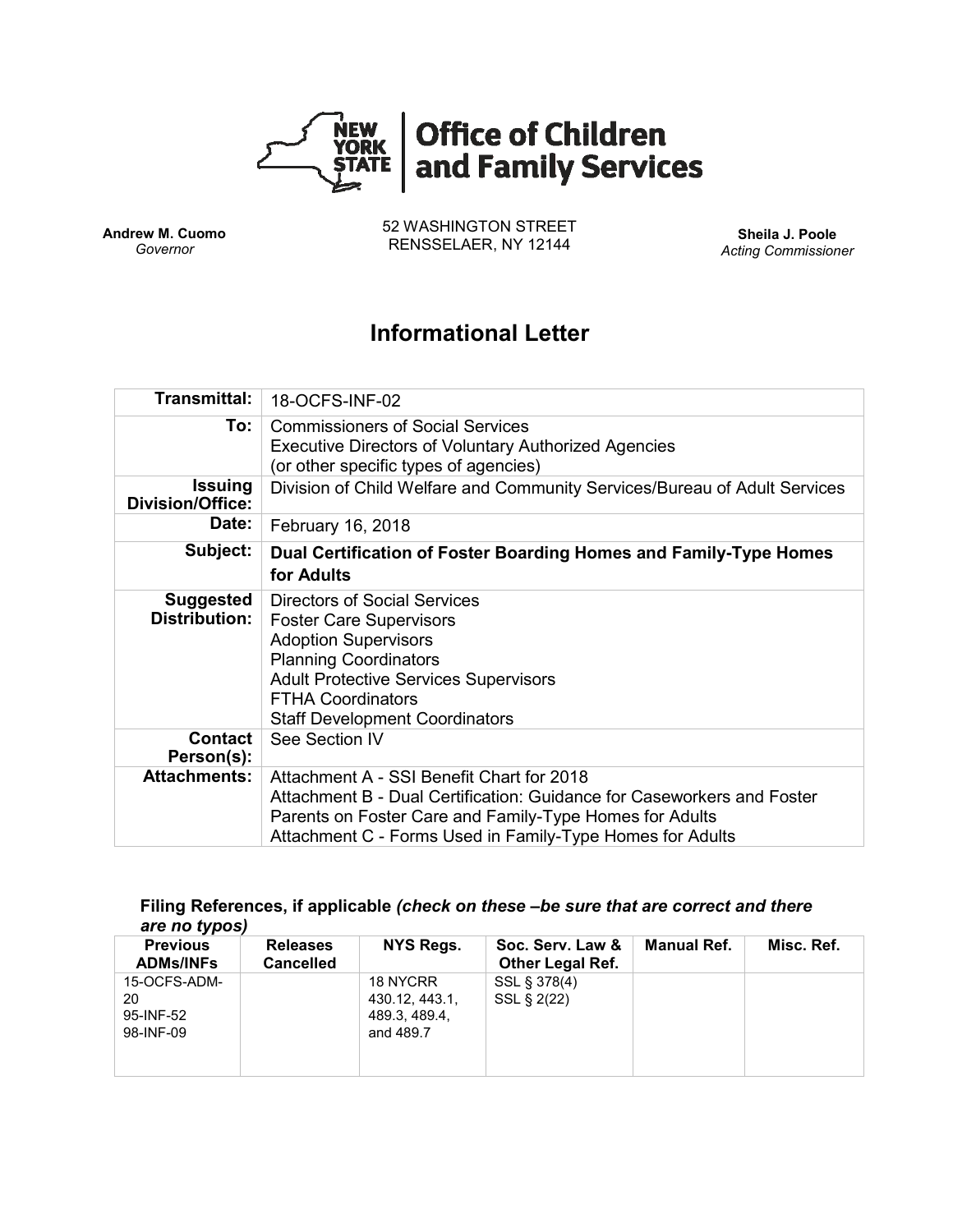**Office of Children and Family Services**

**Andrew M. Cuomo**
*Governor*

52 WASHINGTON STREET
RENSSELAER, NY 12144

**Sheila J. Poole**
*Acting Commissioner*

# Informational Letter

| | |
|---|---|
| **Transmittal:** | 18-OCFS-INF-02 |
| **To:** | Commissioners of Social Services<br>Executive Directors of Voluntary Authorized Agencies<br>(or other specific types of agencies) |
| **Issuing Division/Office:** | Division of Child Welfare and Community Services/Bureau of Adult Services |
| **Date:** | February 16, 2018 |
| **Subject:** | **Dual Certification of Foster Boarding Homes and Family-Type Homes for Adults** |
| **Suggested Distribution:** | Directors of Social Services<br>Foster Care Supervisors<br>Adoption Supervisors<br>Planning Coordinators<br>Adult Protective Services Supervisors<br>FTHA Coordinators<br>Staff Development Coordinators |
| **Contact Person(s):** | See Section IV |
| **Attachments:** | Attachment A - SSI Benefit Chart for 2018<br>Attachment B - Dual Certification: Guidance for Caseworkers and Foster Parents on Foster Care and Family-Type Homes for Adults<br>Attachment C - Forms Used in Family-Type Homes for Adults |

**Filing References, if applicable** ***(check on these –be sure that are correct and there are no typos)***

| Previous ADMs/INFs | Releases Cancelled | NYS Regs. | Soc. Serv. Law & Other Legal Ref. | Manual Ref. | Misc. Ref. |
|---|---|---|---|---|---|
| 15-OCFS-ADM-20<br>95-INF-52<br>98-INF-09 | | 18 NYCRR 430.12, 443.1, 489.3, 489.4, and 489.7 | SSL § 378(4)<br>SSL § 2(22) | | |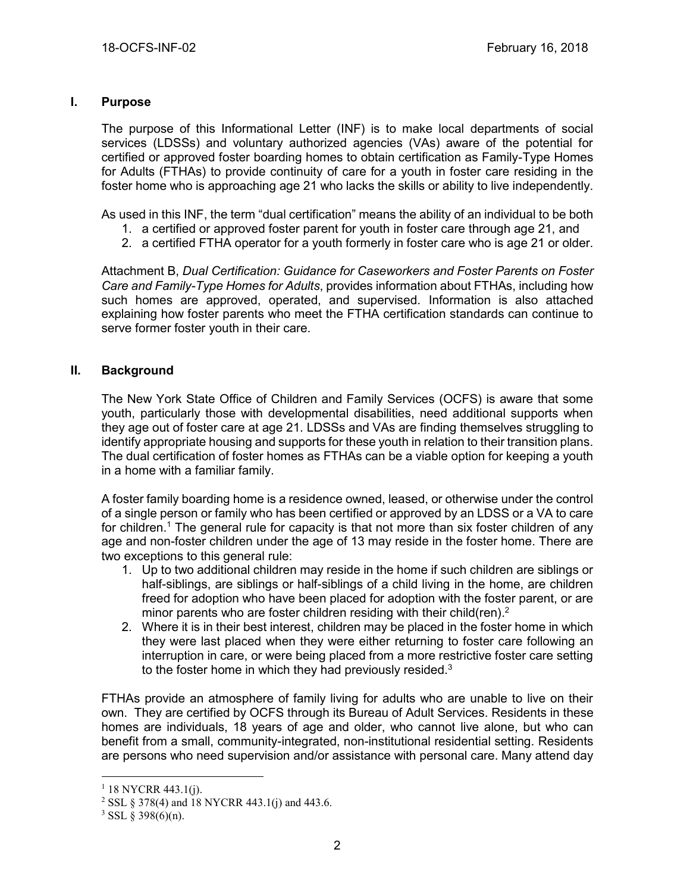## I. Purpose

The purpose of this Informational Letter (INF) is to make local departments of social services (LDSSs) and voluntary authorized agencies (VAs) aware of the potential for certified or approved foster boarding homes to obtain certification as Family-Type Homes for Adults (FTHAs) to provide continuity of care for a youth in foster care residing in the foster home who is approaching age 21 who lacks the skills or ability to live independently.

As used in this INF, the term "dual certification" means the ability of an individual to be both

1. a certified or approved foster parent for youth in foster care through age 21, and
2. a certified FTHA operator for a youth formerly in foster care who is age 21 or older.

Attachment B, *Dual Certification: Guidance for Caseworkers and Foster Parents on Foster Care and Family-Type Homes for Adults*, provides information about FTHAs, including how such homes are approved, operated, and supervised. Information is also attached explaining how foster parents who meet the FTHA certification standards can continue to serve former foster youth in their care.

## II. Background

The New York State Office of Children and Family Services (OCFS) is aware that some youth, particularly those with developmental disabilities, need additional supports when they age out of foster care at age 21. LDSSs and VAs are finding themselves struggling to identify appropriate housing and supports for these youth in relation to their transition plans. The dual certification of foster homes as FTHAs can be a viable option for keeping a youth in a home with a familiar family.

A foster family boarding home is a residence owned, leased, or otherwise under the control of a single person or family who has been certified or approved by an LDSS or a VA to care for children.[1] The general rule for capacity is that not more than six foster children of any age and non-foster children under the age of 13 may reside in the foster home. There are two exceptions to this general rule:

1. Up to two additional children may reside in the home if such children are siblings or half-siblings, are siblings or half-siblings of a child living in the home, are children freed for adoption who have been placed for adoption with the foster parent, or are minor parents who are foster children residing with their child(ren).[2]
2. Where it is in their best interest, children may be placed in the foster home in which they were last placed when they were either returning to foster care following an interruption in care, or were being placed from a more restrictive foster care setting to the foster home in which they had previously resided.[3]

FTHAs provide an atmosphere of family living for adults who are unable to live on their own. They are certified by OCFS through its Bureau of Adult Services. Residents in these homes are individuals, 18 years of age and older, who cannot live alone, but who can benefit from a small, community-integrated, non-institutional residential setting. Residents are persons who need supervision and/or assistance with personal care. Many attend day

---

[1] 18 NYCRR 443.1(j).

[2] SSL § 378(4) and 18 NYCRR 443.1(j) and 443.6.

[3] SSL § 398(6)(n).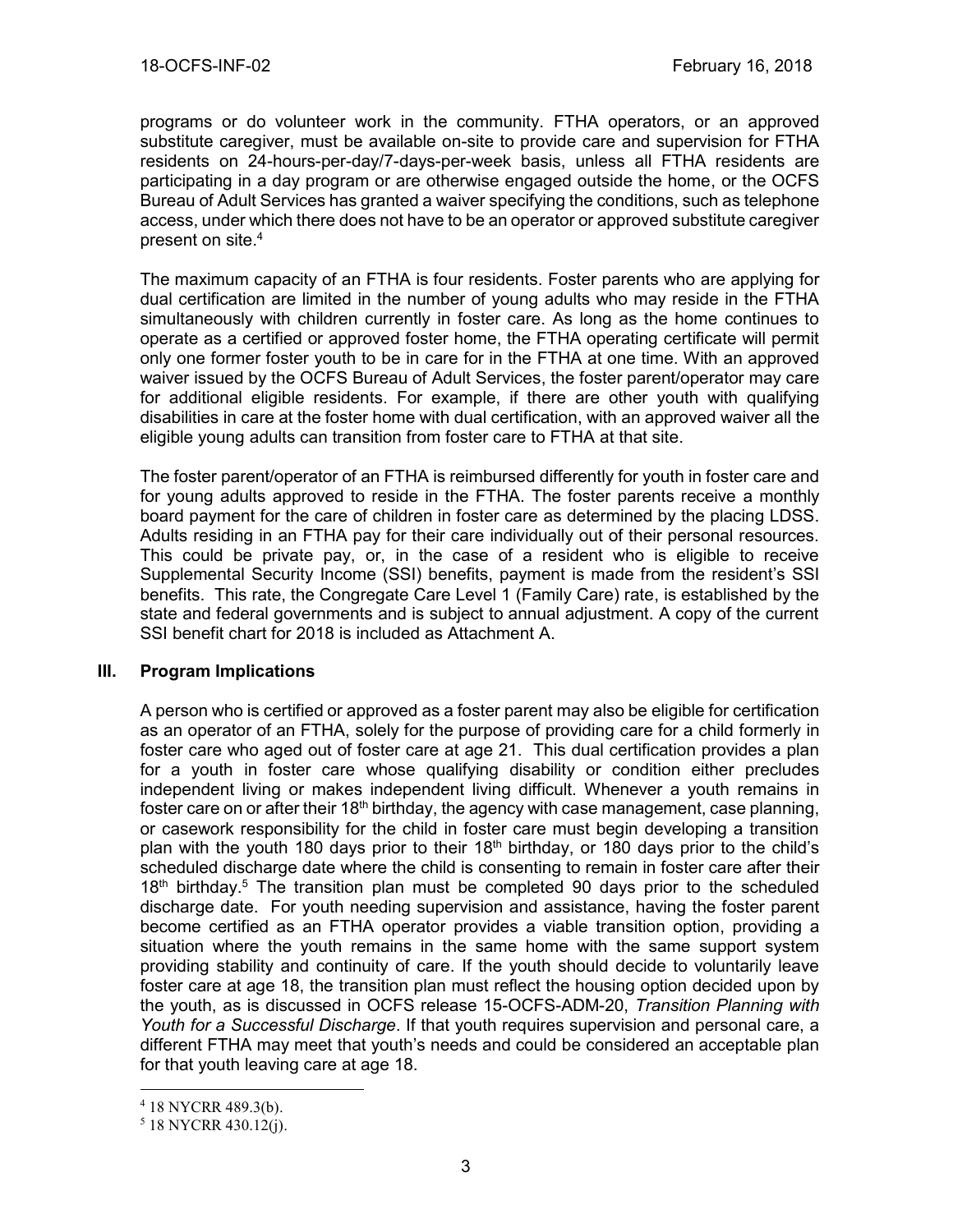programs or do volunteer work in the community. FTHA operators, or an approved substitute caregiver, must be available on-site to provide care and supervision for FTHA residents on 24-hours-per-day/7-days-per-week basis, unless all FTHA residents are participating in a day program or are otherwise engaged outside the home, or the OCFS Bureau of Adult Services has granted a waiver specifying the conditions, such as telephone access, under which there does not have to be an operator or approved substitute caregiver present on site.[4]

The maximum capacity of an FTHA is four residents. Foster parents who are applying for dual certification are limited in the number of young adults who may reside in the FTHA simultaneously with children currently in foster care. As long as the home continues to operate as a certified or approved foster home, the FTHA operating certificate will permit only one former foster youth to be in care for in the FTHA at one time. With an approved waiver issued by the OCFS Bureau of Adult Services, the foster parent/operator may care for additional eligible residents. For example, if there are other youth with qualifying disabilities in care at the foster home with dual certification, with an approved waiver all the eligible young adults can transition from foster care to FTHA at that site.

The foster parent/operator of an FTHA is reimbursed differently for youth in foster care and for young adults approved to reside in the FTHA. The foster parents receive a monthly board payment for the care of children in foster care as determined by the placing LDSS. Adults residing in an FTHA pay for their care individually out of their personal resources. This could be private pay, or, in the case of a resident who is eligible to receive Supplemental Security Income (SSI) benefits, payment is made from the resident's SSI benefits. This rate, the Congregate Care Level 1 (Family Care) rate, is established by the state and federal governments and is subject to annual adjustment. A copy of the current SSI benefit chart for 2018 is included as Attachment A.

## III. Program Implications

A person who is certified or approved as a foster parent may also be eligible for certification as an operator of an FTHA, solely for the purpose of providing care for a child formerly in foster care who aged out of foster care at age 21. This dual certification provides a plan for a youth in foster care whose qualifying disability or condition either precludes independent living or makes independent living difficult. Whenever a youth remains in foster care on or after their 18th birthday, the agency with case management, case planning, or casework responsibility for the child in foster care must begin developing a transition plan with the youth 180 days prior to their 18th birthday, or 180 days prior to the child's scheduled discharge date where the child is consenting to remain in foster care after their 18th birthday.[5] The transition plan must be completed 90 days prior to the scheduled discharge date. For youth needing supervision and assistance, having the foster parent become certified as an FTHA operator provides a viable transition option, providing a situation where the youth remains in the same home with the same support system providing stability and continuity of care. If the youth should decide to voluntarily leave foster care at age 18, the transition plan must reflect the housing option decided upon by the youth, as is discussed in OCFS release 15-OCFS-ADM-20, *Transition Planning with Youth for a Successful Discharge*. If that youth requires supervision and personal care, a different FTHA may meet that youth's needs and could be considered an acceptable plan for that youth leaving care at age 18.

---

[4] 18 NYCRR 489.3(b).

[5] 18 NYCRR 430.12(j).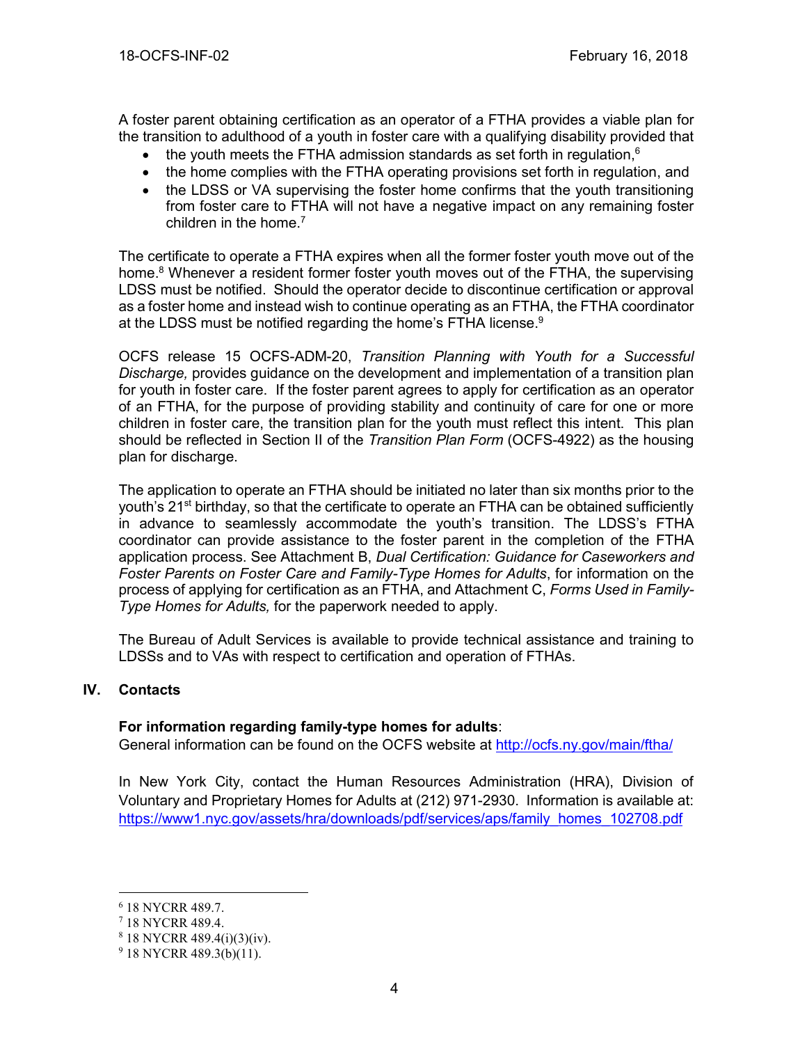A foster parent obtaining certification as an operator of a FTHA provides a viable plan for the transition to adulthood of a youth in foster care with a qualifying disability provided that

- the youth meets the FTHA admission standards as set forth in regulation,[6]
- the home complies with the FTHA operating provisions set forth in regulation, and
- the LDSS or VA supervising the foster home confirms that the youth transitioning from foster care to FTHA will not have a negative impact on any remaining foster children in the home.[7]

The certificate to operate a FTHA expires when all the former foster youth move out of the home.[8] Whenever a resident former foster youth moves out of the FTHA, the supervising LDSS must be notified. Should the operator decide to discontinue certification or approval as a foster home and instead wish to continue operating as an FTHA, the FTHA coordinator at the LDSS must be notified regarding the home's FTHA license.[9]

OCFS release 15 OCFS-ADM-20, *Transition Planning with Youth for a Successful Discharge,* provides guidance on the development and implementation of a transition plan for youth in foster care. If the foster parent agrees to apply for certification as an operator of an FTHA, for the purpose of providing stability and continuity of care for one or more children in foster care, the transition plan for the youth must reflect this intent. This plan should be reflected in Section II of the *Transition Plan Form* (OCFS-4922) as the housing plan for discharge.

The application to operate an FTHA should be initiated no later than six months prior to the youth's 21st birthday, so that the certificate to operate an FTHA can be obtained sufficiently in advance to seamlessly accommodate the youth's transition. The LDSS's FTHA coordinator can provide assistance to the foster parent in the completion of the FTHA application process. See Attachment B, *Dual Certification: Guidance for Caseworkers and Foster Parents on Foster Care and Family-Type Homes for Adults*, for information on the process of applying for certification as an FTHA, and Attachment C, *Forms Used in Family-Type Homes for Adults,* for the paperwork needed to apply.

The Bureau of Adult Services is available to provide technical assistance and training to LDSSs and to VAs with respect to certification and operation of FTHAs.

## IV. Contacts

**For information regarding family-type homes for adults**:
General information can be found on the OCFS website at http://ocfs.ny.gov/main/ftha/

In New York City, contact the Human Resources Administration (HRA), Division of Voluntary and Proprietary Homes for Adults at (212) 971-2930. Information is available at: https://www1.nyc.gov/assets/hra/downloads/pdf/services/aps/family_homes_102708.pdf

---

[6] 18 NYCRR 489.7.
[7] 18 NYCRR 489.4.
[8] 18 NYCRR 489.4(i)(3)(iv).
[9] 18 NYCRR 489.3(b)(11).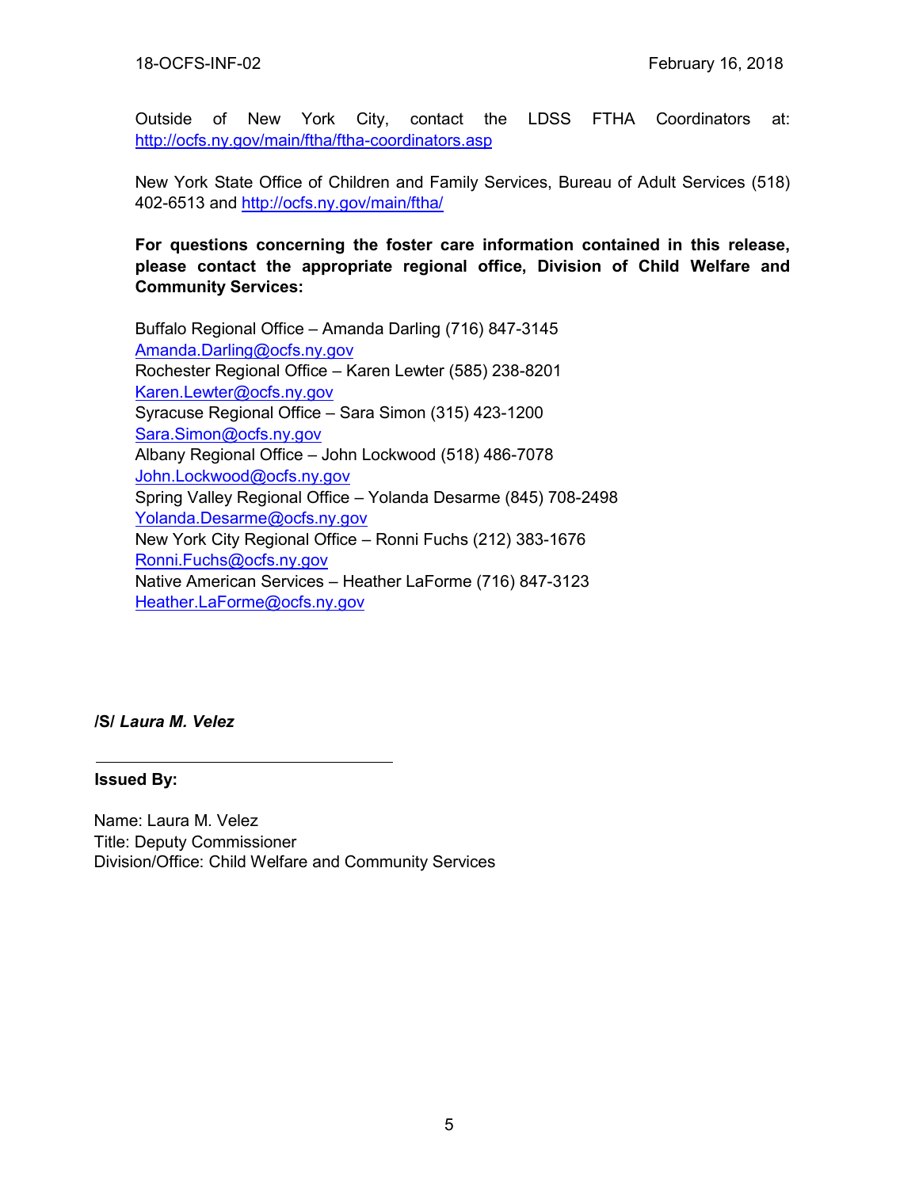Outside of New York City, contact the LDSS FTHA Coordinators at: http://ocfs.ny.gov/main/ftha/ftha-coordinators.asp

New York State Office of Children and Family Services, Bureau of Adult Services (518) 402-6513 and http://ocfs.ny.gov/main/ftha/

**For questions concerning the foster care information contained in this release, please contact the appropriate regional office, Division of Child Welfare and Community Services:**

Buffalo Regional Office – Amanda Darling (716) 847-3145
Amanda.Darling@ocfs.ny.gov
Rochester Regional Office – Karen Lewter (585) 238-8201
Karen.Lewter@ocfs.ny.gov
Syracuse Regional Office – Sara Simon (315) 423-1200
Sara.Simon@ocfs.ny.gov
Albany Regional Office – John Lockwood (518) 486-7078
John.Lockwood@ocfs.ny.gov
Spring Valley Regional Office – Yolanda Desarme (845) 708-2498
Yolanda.Desarme@ocfs.ny.gov
New York City Regional Office – Ronni Fuchs (212) 383-1676
Ronni.Fuchs@ocfs.ny.gov
Native American Services – Heather LaForme (716) 847-3123
Heather.LaForme@ocfs.ny.gov

**/S/ *Laura M. Velez***

---

**Issued By:**

Name: Laura M. Velez
Title: Deputy Commissioner
Division/Office: Child Welfare and Community Services